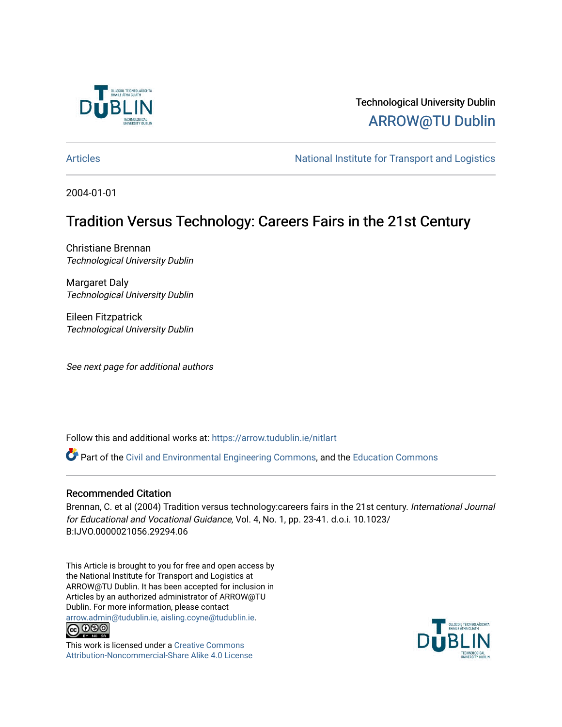Technological University Dublin

ARROW@TU Dublin

Articles | National Institute for Transport and Logistics

2004-01-01

# Tradition Versus Technology: Careers Fairs in the 21st Century

Christiane Brennan
*Technological University Dublin*

Margaret Daly
*Technological University Dublin*

Eileen Fitzpatrick
*Technological University Dublin*

*See next page for additional authors*

Follow this and additional works at: https://arrow.tudublin.ie/nitlart

Part of the Civil and Environmental Engineering Commons, and the Education Commons

## Recommended Citation

Brennan, C. et al (2004) Tradition versus technology:careers fairs in the 21st century. *International Journal for Educational and Vocational Guidance,* Vol. 4, No. 1, pp. 23-41. d.o.i. 10.1023/B:IJVO.0000021056.29294.06

This Article is brought to you for free and open access by the National Institute for Transport and Logistics at ARROW@TU Dublin. It has been accepted for inclusion in Articles by an authorized administrator of ARROW@TU Dublin. For more information, please contact arrow.admin@tudublin.ie, aisling.coyne@tudublin.ie.

This work is licensed under a Creative Commons Attribution-Noncommercial-Share Alike 4.0 License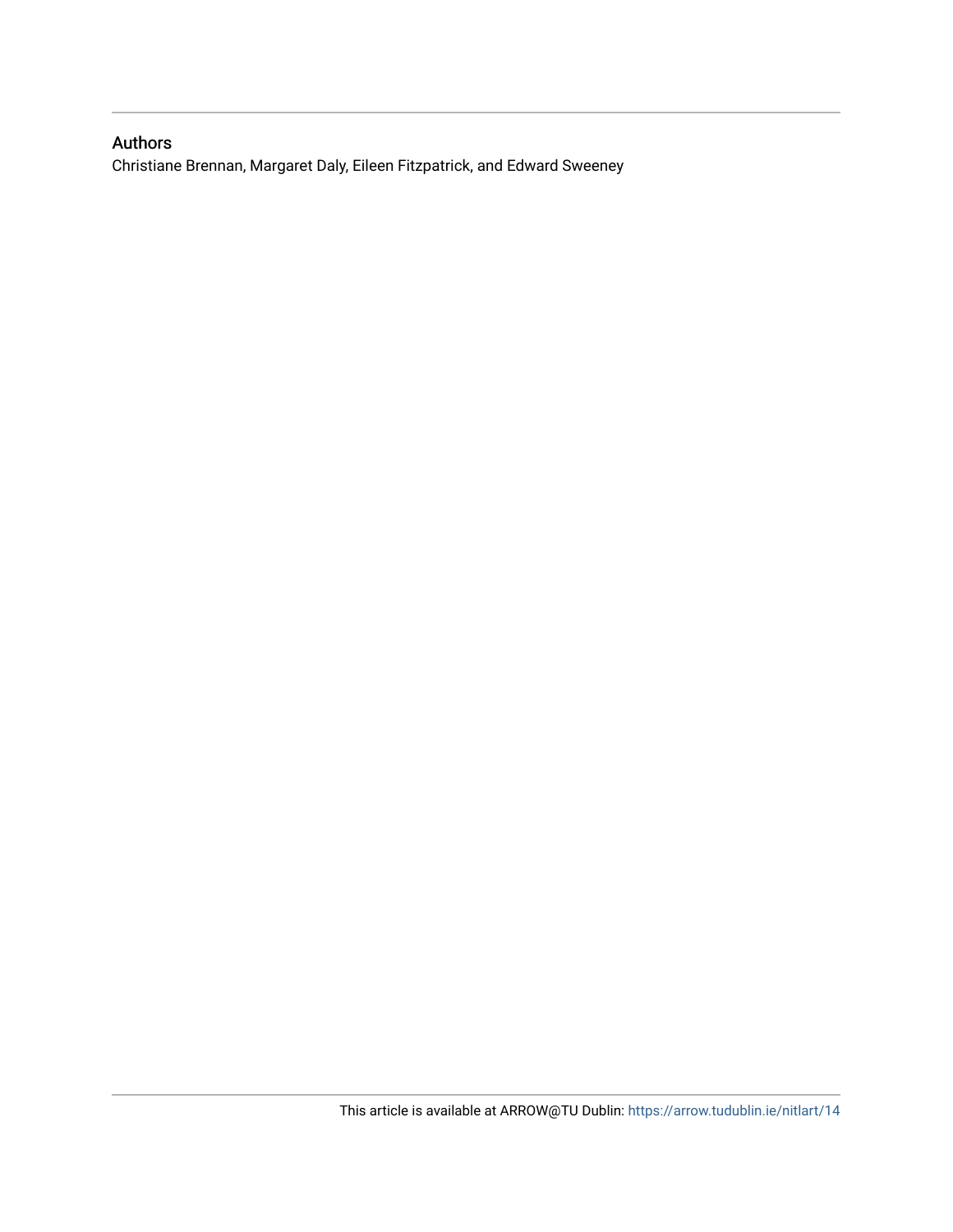## Authors

Christiane Brennan, Margaret Daly, Eileen Fitzpatrick, and Edward Sweeney

This article is available at ARROW@TU Dublin: https://arrow.tudublin.ie/nitlart/14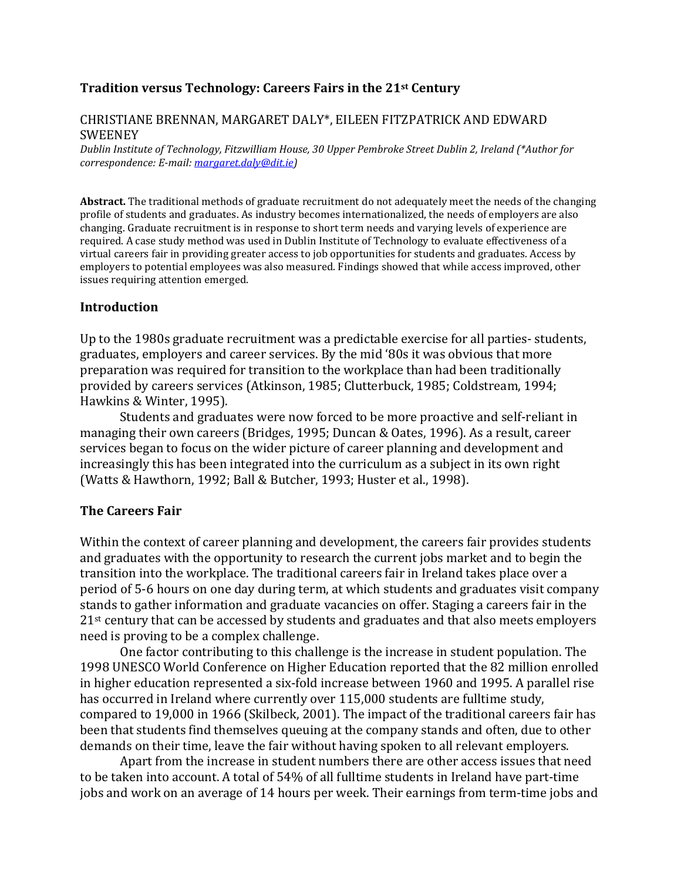## Tradition versus Technology: Careers Fairs in the 21st Century

CHRISTIANE BRENNAN, MARGARET DALY*, EILEEN FITZPATRICK AND EDWARD SWEENEY

*Dublin Institute of Technology, Fitzwilliam House, 30 Upper Pembroke Street Dublin 2, Ireland (\*Author for correspondence: E-mail: margaret.daly@dit.ie)*

**Abstract.** The traditional methods of graduate recruitment do not adequately meet the needs of the changing profile of students and graduates. As industry becomes internationalized, the needs of employers are also changing. Graduate recruitment is in response to short term needs and varying levels of experience are required. A case study method was used in Dublin Institute of Technology to evaluate effectiveness of a virtual careers fair in providing greater access to job opportunities for students and graduates. Access by employers to potential employees was also measured. Findings showed that while access improved, other issues requiring attention emerged.

## Introduction

Up to the 1980s graduate recruitment was a predictable exercise for all parties- students, graduates, employers and career services. By the mid '80s it was obvious that more preparation was required for transition to the workplace than had been traditionally provided by careers services (Atkinson, 1985; Clutterbuck, 1985; Coldstream, 1994; Hawkins & Winter, 1995).

Students and graduates were now forced to be more proactive and self-reliant in managing their own careers (Bridges, 1995; Duncan & Oates, 1996). As a result, career services began to focus on the wider picture of career planning and development and increasingly this has been integrated into the curriculum as a subject in its own right (Watts & Hawthorn, 1992; Ball & Butcher, 1993; Huster et al., 1998).

## The Careers Fair

Within the context of career planning and development, the careers fair provides students and graduates with the opportunity to research the current jobs market and to begin the transition into the workplace. The traditional careers fair in Ireland takes place over a period of 5-6 hours on one day during term, at which students and graduates visit company stands to gather information and graduate vacancies on offer. Staging a careers fair in the 21st century that can be accessed by students and graduates and that also meets employers need is proving to be a complex challenge.

One factor contributing to this challenge is the increase in student population. The 1998 UNESCO World Conference on Higher Education reported that the 82 million enrolled in higher education represented a six-fold increase between 1960 and 1995. A parallel rise has occurred in Ireland where currently over 115,000 students are fulltime study, compared to 19,000 in 1966 (Skilbeck, 2001). The impact of the traditional careers fair has been that students find themselves queuing at the company stands and often, due to other demands on their time, leave the fair without having spoken to all relevant employers.

Apart from the increase in student numbers there are other access issues that need to be taken into account. A total of 54% of all fulltime students in Ireland have part-time jobs and work on an average of 14 hours per week. Their earnings from term-time jobs and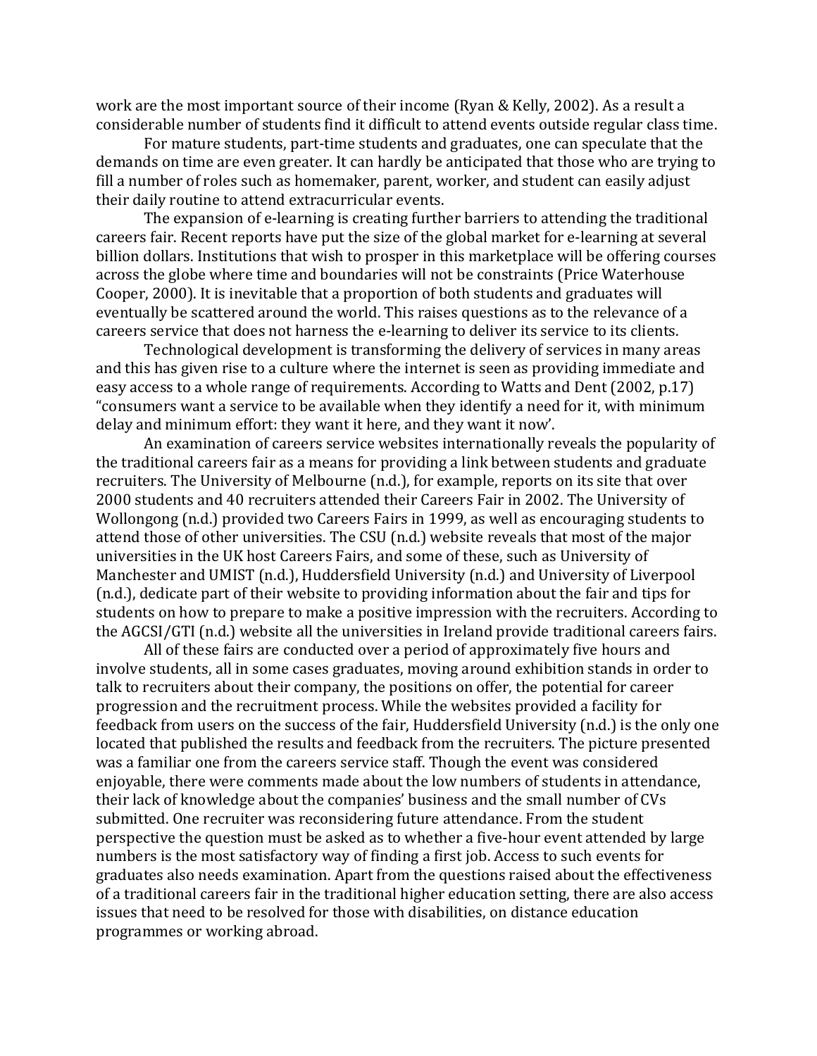work are the most important source of their income (Ryan & Kelly, 2002). As a result a considerable number of students find it difficult to attend events outside regular class time.

For mature students, part-time students and graduates, one can speculate that the demands on time are even greater. It can hardly be anticipated that those who are trying to fill a number of roles such as homemaker, parent, worker, and student can easily adjust their daily routine to attend extracurricular events.

The expansion of e-learning is creating further barriers to attending the traditional careers fair. Recent reports have put the size of the global market for e-learning at several billion dollars. Institutions that wish to prosper in this marketplace will be offering courses across the globe where time and boundaries will not be constraints (Price Waterhouse Cooper, 2000). It is inevitable that a proportion of both students and graduates will eventually be scattered around the world. This raises questions as to the relevance of a careers service that does not harness the e-learning to deliver its service to its clients.

Technological development is transforming the delivery of services in many areas and this has given rise to a culture where the internet is seen as providing immediate and easy access to a whole range of requirements. According to Watts and Dent (2002, p.17) "consumers want a service to be available when they identify a need for it, with minimum delay and minimum effort: they want it here, and they want it now'.

An examination of careers service websites internationally reveals the popularity of the traditional careers fair as a means for providing a link between students and graduate recruiters. The University of Melbourne (n.d.), for example, reports on its site that over 2000 students and 40 recruiters attended their Careers Fair in 2002. The University of Wollongong (n.d.) provided two Careers Fairs in 1999, as well as encouraging students to attend those of other universities. The CSU (n.d.) website reveals that most of the major universities in the UK host Careers Fairs, and some of these, such as University of Manchester and UMIST (n.d.), Huddersfield University (n.d.) and University of Liverpool (n.d.), dedicate part of their website to providing information about the fair and tips for students on how to prepare to make a positive impression with the recruiters. According to the AGCSI/GTI (n.d.) website all the universities in Ireland provide traditional careers fairs.

All of these fairs are conducted over a period of approximately five hours and involve students, all in some cases graduates, moving around exhibition stands in order to talk to recruiters about their company, the positions on offer, the potential for career progression and the recruitment process. While the websites provided a facility for feedback from users on the success of the fair, Huddersfield University (n.d.) is the only one located that published the results and feedback from the recruiters. The picture presented was a familiar one from the careers service staff. Though the event was considered enjoyable, there were comments made about the low numbers of students in attendance, their lack of knowledge about the companies' business and the small number of CVs submitted. One recruiter was reconsidering future attendance. From the student perspective the question must be asked as to whether a five-hour event attended by large numbers is the most satisfactory way of finding a first job. Access to such events for graduates also needs examination. Apart from the questions raised about the effectiveness of a traditional careers fair in the traditional higher education setting, there are also access issues that need to be resolved for those with disabilities, on distance education programmes or working abroad.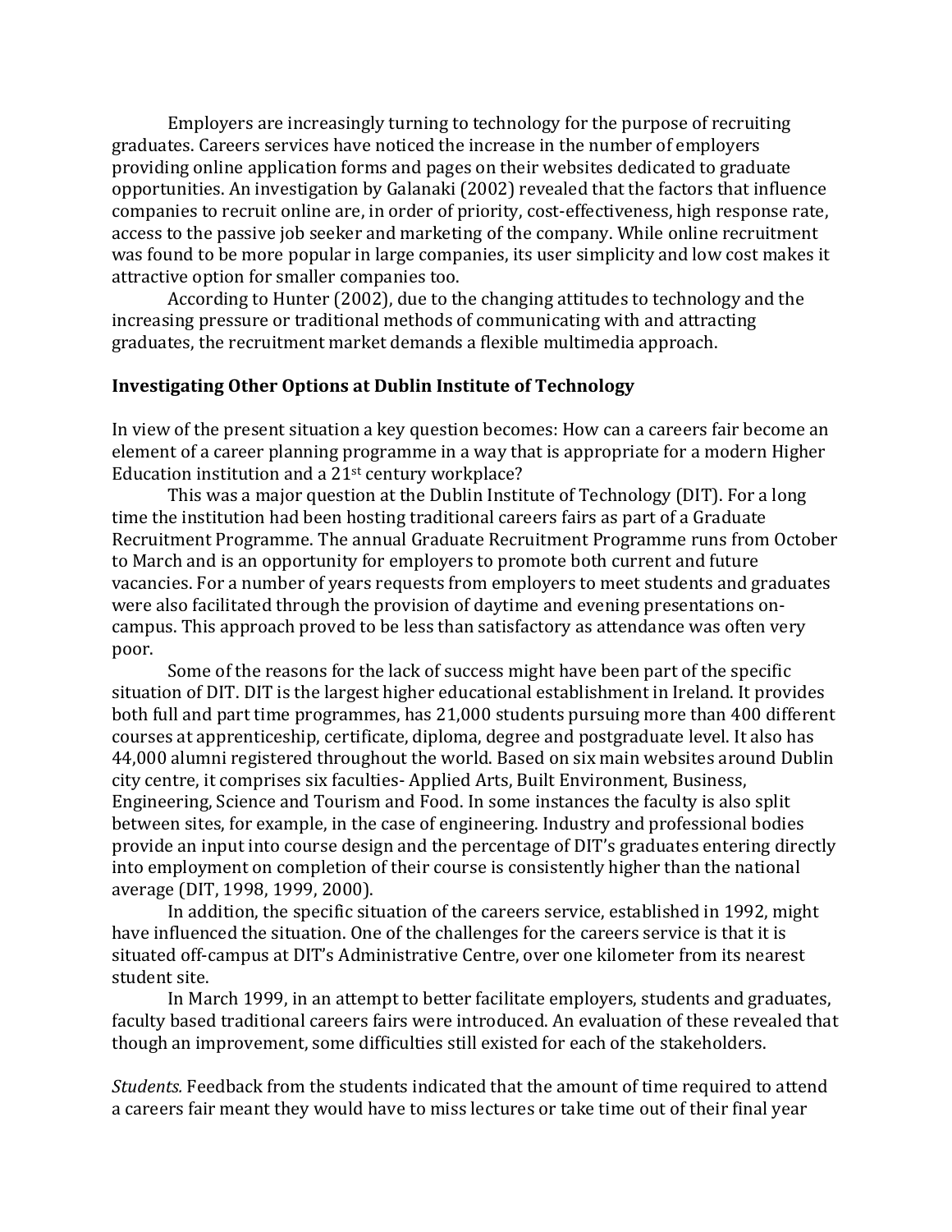Employers are increasingly turning to technology for the purpose of recruiting graduates. Careers services have noticed the increase in the number of employers providing online application forms and pages on their websites dedicated to graduate opportunities. An investigation by Galanaki (2002) revealed that the factors that influence companies to recruit online are, in order of priority, cost-effectiveness, high response rate, access to the passive job seeker and marketing of the company. While online recruitment was found to be more popular in large companies, its user simplicity and low cost makes it attractive option for smaller companies too.

According to Hunter (2002), due to the changing attitudes to technology and the increasing pressure or traditional methods of communicating with and attracting graduates, the recruitment market demands a flexible multimedia approach.

**Investigating Other Options at Dublin Institute of Technology**

In view of the present situation a key question becomes: How can a careers fair become an element of a career planning programme in a way that is appropriate for a modern Higher Education institution and a 21st century workplace?

This was a major question at the Dublin Institute of Technology (DIT). For a long time the institution had been hosting traditional careers fairs as part of a Graduate Recruitment Programme. The annual Graduate Recruitment Programme runs from October to March and is an opportunity for employers to promote both current and future vacancies. For a number of years requests from employers to meet students and graduates were also facilitated through the provision of daytime and evening presentations on-campus. This approach proved to be less than satisfactory as attendance was often very poor.

Some of the reasons for the lack of success might have been part of the specific situation of DIT. DIT is the largest higher educational establishment in Ireland. It provides both full and part time programmes, has 21,000 students pursuing more than 400 different courses at apprenticeship, certificate, diploma, degree and postgraduate level. It also has 44,000 alumni registered throughout the world. Based on six main websites around Dublin city centre, it comprises six faculties- Applied Arts, Built Environment, Business, Engineering, Science and Tourism and Food. In some instances the faculty is also split between sites, for example, in the case of engineering. Industry and professional bodies provide an input into course design and the percentage of DIT's graduates entering directly into employment on completion of their course is consistently higher than the national average (DIT, 1998, 1999, 2000).

In addition, the specific situation of the careers service, established in 1992, might have influenced the situation. One of the challenges for the careers service is that it is situated off-campus at DIT's Administrative Centre, over one kilometer from its nearest student site.

In March 1999, in an attempt to better facilitate employers, students and graduates, faculty based traditional careers fairs were introduced. An evaluation of these revealed that though an improvement, some difficulties still existed for each of the stakeholders.

*Students.* Feedback from the students indicated that the amount of time required to attend a careers fair meant they would have to miss lectures or take time out of their final year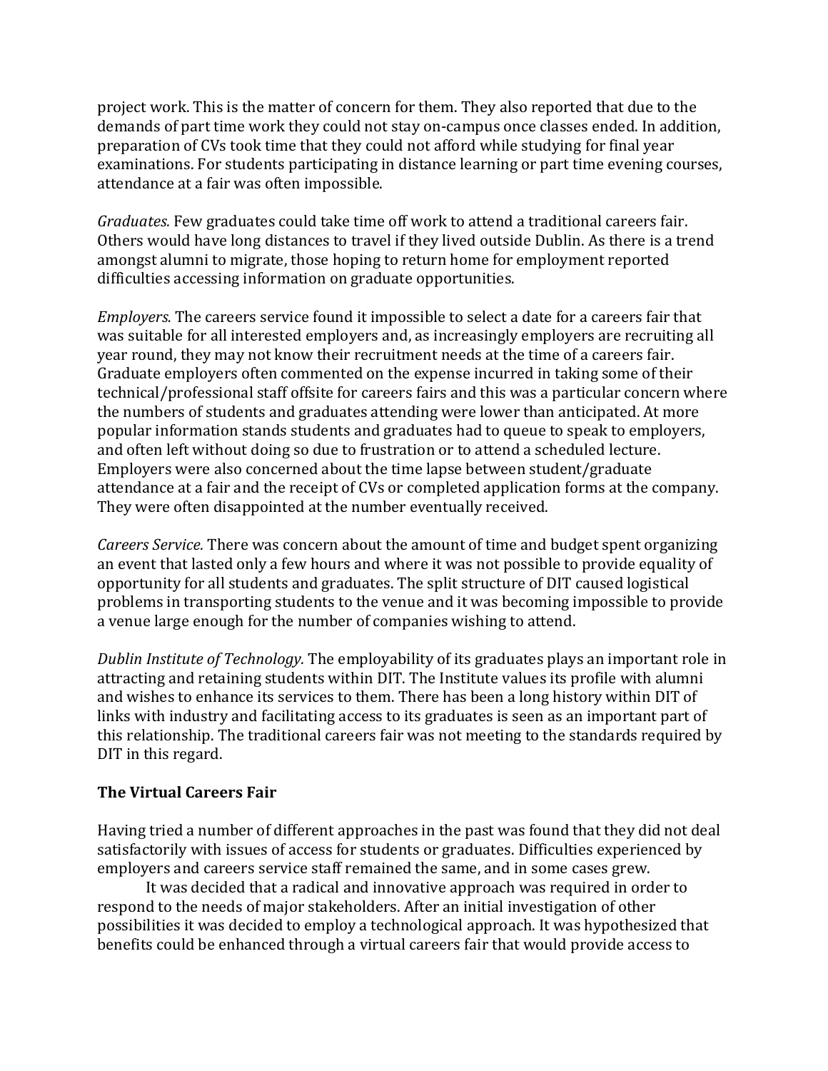project work. This is the matter of concern for them. They also reported that due to the demands of part time work they could not stay on-campus once classes ended. In addition, preparation of CVs took time that they could not afford while studying for final year examinations. For students participating in distance learning or part time evening courses, attendance at a fair was often impossible.

*Graduates.* Few graduates could take time off work to attend a traditional careers fair. Others would have long distances to travel if they lived outside Dublin. As there is a trend amongst alumni to migrate, those hoping to return home for employment reported difficulties accessing information on graduate opportunities.

*Employers.* The careers service found it impossible to select a date for a careers fair that was suitable for all interested employers and, as increasingly employers are recruiting all year round, they may not know their recruitment needs at the time of a careers fair. Graduate employers often commented on the expense incurred in taking some of their technical/professional staff offsite for careers fairs and this was a particular concern where the numbers of students and graduates attending were lower than anticipated. At more popular information stands students and graduates had to queue to speak to employers, and often left without doing so due to frustration or to attend a scheduled lecture. Employers were also concerned about the time lapse between student/graduate attendance at a fair and the receipt of CVs or completed application forms at the company. They were often disappointed at the number eventually received.

*Careers Service.* There was concern about the amount of time and budget spent organizing an event that lasted only a few hours and where it was not possible to provide equality of opportunity for all students and graduates. The split structure of DIT caused logistical problems in transporting students to the venue and it was becoming impossible to provide a venue large enough for the number of companies wishing to attend.

*Dublin Institute of Technology.* The employability of its graduates plays an important role in attracting and retaining students within DIT. The Institute values its profile with alumni and wishes to enhance its services to them. There has been a long history within DIT of links with industry and facilitating access to its graduates is seen as an important part of this relationship. The traditional careers fair was not meeting to the standards required by DIT in this regard.

## The Virtual Careers Fair

Having tried a number of different approaches in the past was found that they did not deal satisfactorily with issues of access for students or graduates. Difficulties experienced by employers and careers service staff remained the same, and in some cases grew.

It was decided that a radical and innovative approach was required in order to respond to the needs of major stakeholders. After an initial investigation of other possibilities it was decided to employ a technological approach. It was hypothesized that benefits could be enhanced through a virtual careers fair that would provide access to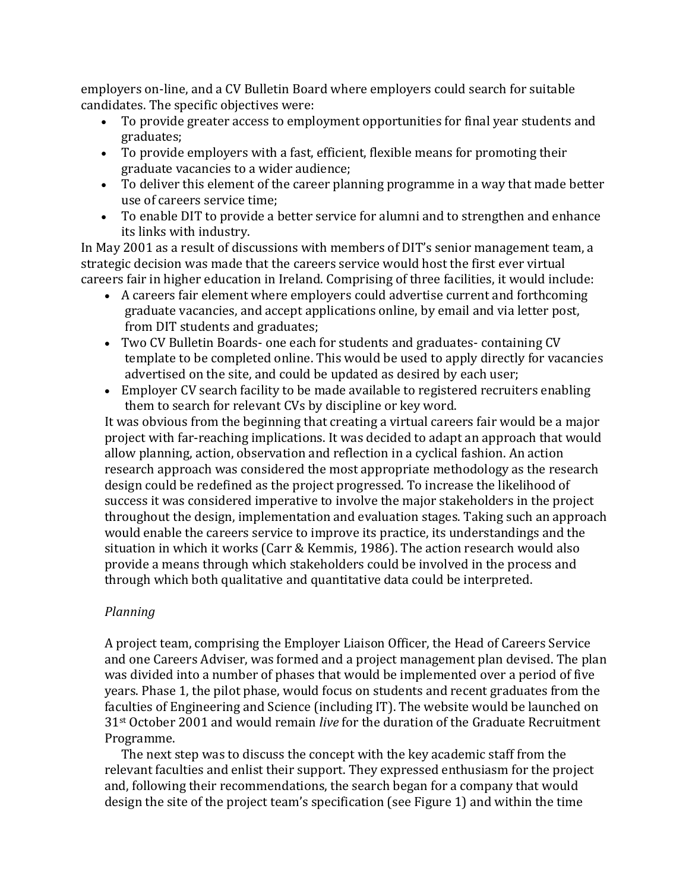employers on-line, and a CV Bulletin Board where employers could search for suitable candidates. The specific objectives were:

- To provide greater access to employment opportunities for final year students and graduates;
- To provide employers with a fast, efficient, flexible means for promoting their graduate vacancies to a wider audience;
- To deliver this element of the career planning programme in a way that made better use of careers service time;
- To enable DIT to provide a better service for alumni and to strengthen and enhance its links with industry.

In May 2001 as a result of discussions with members of DIT's senior management team, a strategic decision was made that the careers service would host the first ever virtual careers fair in higher education in Ireland. Comprising of three facilities, it would include:

- A careers fair element where employers could advertise current and forthcoming graduate vacancies, and accept applications online, by email and via letter post, from DIT students and graduates;
- Two CV Bulletin Boards- one each for students and graduates- containing CV template to be completed online. This would be used to apply directly for vacancies advertised on the site, and could be updated as desired by each user;
- Employer CV search facility to be made available to registered recruiters enabling them to search for relevant CVs by discipline or key word.

It was obvious from the beginning that creating a virtual careers fair would be a major project with far-reaching implications. It was decided to adapt an approach that would allow planning, action, observation and reflection in a cyclical fashion. An action research approach was considered the most appropriate methodology as the research design could be redefined as the project progressed. To increase the likelihood of success it was considered imperative to involve the major stakeholders in the project throughout the design, implementation and evaluation stages. Taking such an approach would enable the careers service to improve its practice, its understandings and the situation in which it works (Carr & Kemmis, 1986). The action research would also provide a means through which stakeholders could be involved in the process and through which both qualitative and quantitative data could be interpreted.

*Planning*

A project team, comprising the Employer Liaison Officer, the Head of Careers Service and one Careers Adviser, was formed and a project management plan devised. The plan was divided into a number of phases that would be implemented over a period of five years. Phase 1, the pilot phase, would focus on students and recent graduates from the faculties of Engineering and Science (including IT). The website would be launched on 31st October 2001 and would remain *live* for the duration of the Graduate Recruitment Programme.

The next step was to discuss the concept with the key academic staff from the relevant faculties and enlist their support. They expressed enthusiasm for the project and, following their recommendations, the search began for a company that would design the site of the project team's specification (see Figure 1) and within the time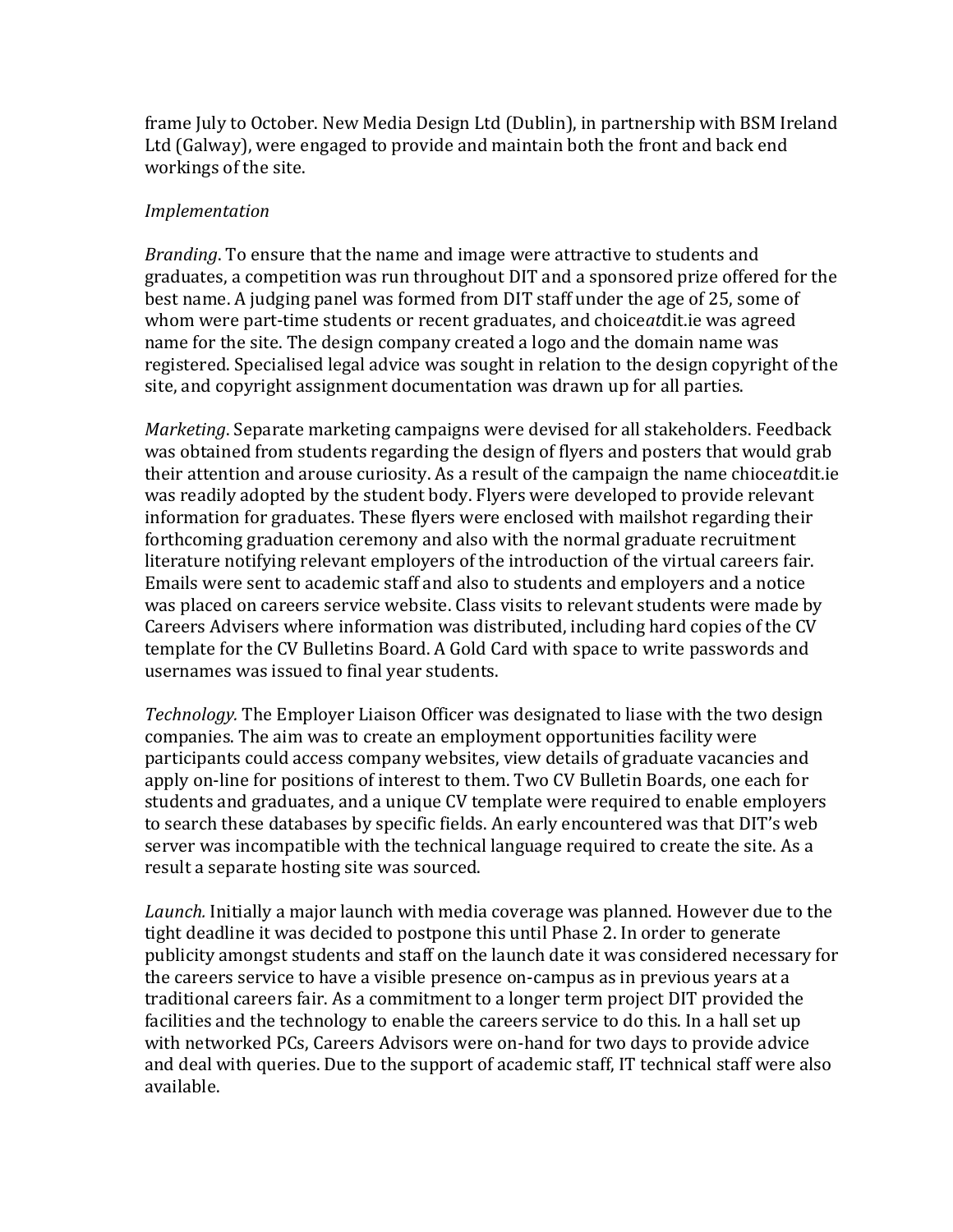frame July to October. New Media Design Ltd (Dublin), in partnership with BSM Ireland Ltd (Galway), were engaged to provide and maintain both the front and back end workings of the site.

*Implementation*

*Branding*. To ensure that the name and image were attractive to students and graduates, a competition was run throughout DIT and a sponsored prize offered for the best name. A judging panel was formed from DIT staff under the age of 25, some of whom were part-time students or recent graduates, and choice*at*dit.ie was agreed name for the site. The design company created a logo and the domain name was registered. Specialised legal advice was sought in relation to the design copyright of the site, and copyright assignment documentation was drawn up for all parties.

*Marketing*. Separate marketing campaigns were devised for all stakeholders. Feedback was obtained from students regarding the design of flyers and posters that would grab their attention and arouse curiosity. As a result of the campaign the name chioce*at*dit.ie was readily adopted by the student body. Flyers were developed to provide relevant information for graduates. These flyers were enclosed with mailshot regarding their forthcoming graduation ceremony and also with the normal graduate recruitment literature notifying relevant employers of the introduction of the virtual careers fair. Emails were sent to academic staff and also to students and employers and a notice was placed on careers service website. Class visits to relevant students were made by Careers Advisers where information was distributed, including hard copies of the CV template for the CV Bulletins Board. A Gold Card with space to write passwords and usernames was issued to final year students.

*Technology.* The Employer Liaison Officer was designated to liase with the two design companies. The aim was to create an employment opportunities facility were participants could access company websites, view details of graduate vacancies and apply on-line for positions of interest to them. Two CV Bulletin Boards, one each for students and graduates, and a unique CV template were required to enable employers to search these databases by specific fields. An early encountered was that DIT's web server was incompatible with the technical language required to create the site. As a result a separate hosting site was sourced.

*Launch.* Initially a major launch with media coverage was planned. However due to the tight deadline it was decided to postpone this until Phase 2. In order to generate publicity amongst students and staff on the launch date it was considered necessary for the careers service to have a visible presence on-campus as in previous years at a traditional careers fair. As a commitment to a longer term project DIT provided the facilities and the technology to enable the careers service to do this. In a hall set up with networked PCs, Careers Advisors were on-hand for two days to provide advice and deal with queries. Due to the support of academic staff, IT technical staff were also available.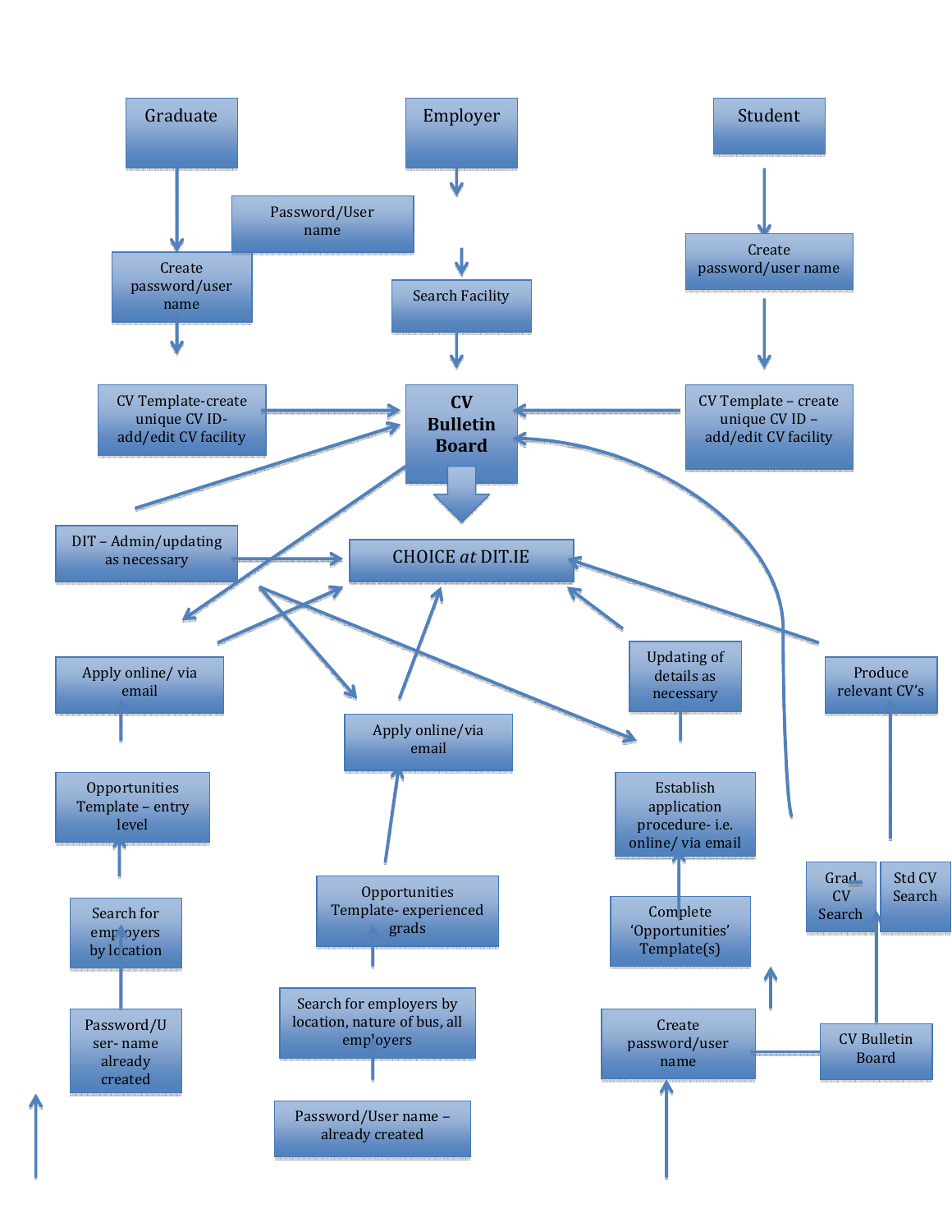Graduate

Employer

Student

Password/User name

Create password/user name

Search Facility

Create password/user name

CV Template-create unique CV ID- add/edit CV facility

**CV Bulletin Board**

CV Template – create unique CV ID – add/edit CV facility

DIT – Admin/updating as necessary

CHOICE *at* DIT.IE

Apply online/ via email

Apply online/via email

Updating of details as necessary

Produce relevant CV's

Opportunities Template – entry level

Establish application procedure- i.e. online/ via email

Opportunities Template- experienced grads

Search for employers by location

Complete 'Opportunities' Template(s)

Grad CV Search

Std CV Search

Password/User- name already created

Search for employers by location, nature of bus, all employers

Create password/user name

CV Bulletin Board

Password/User name – already created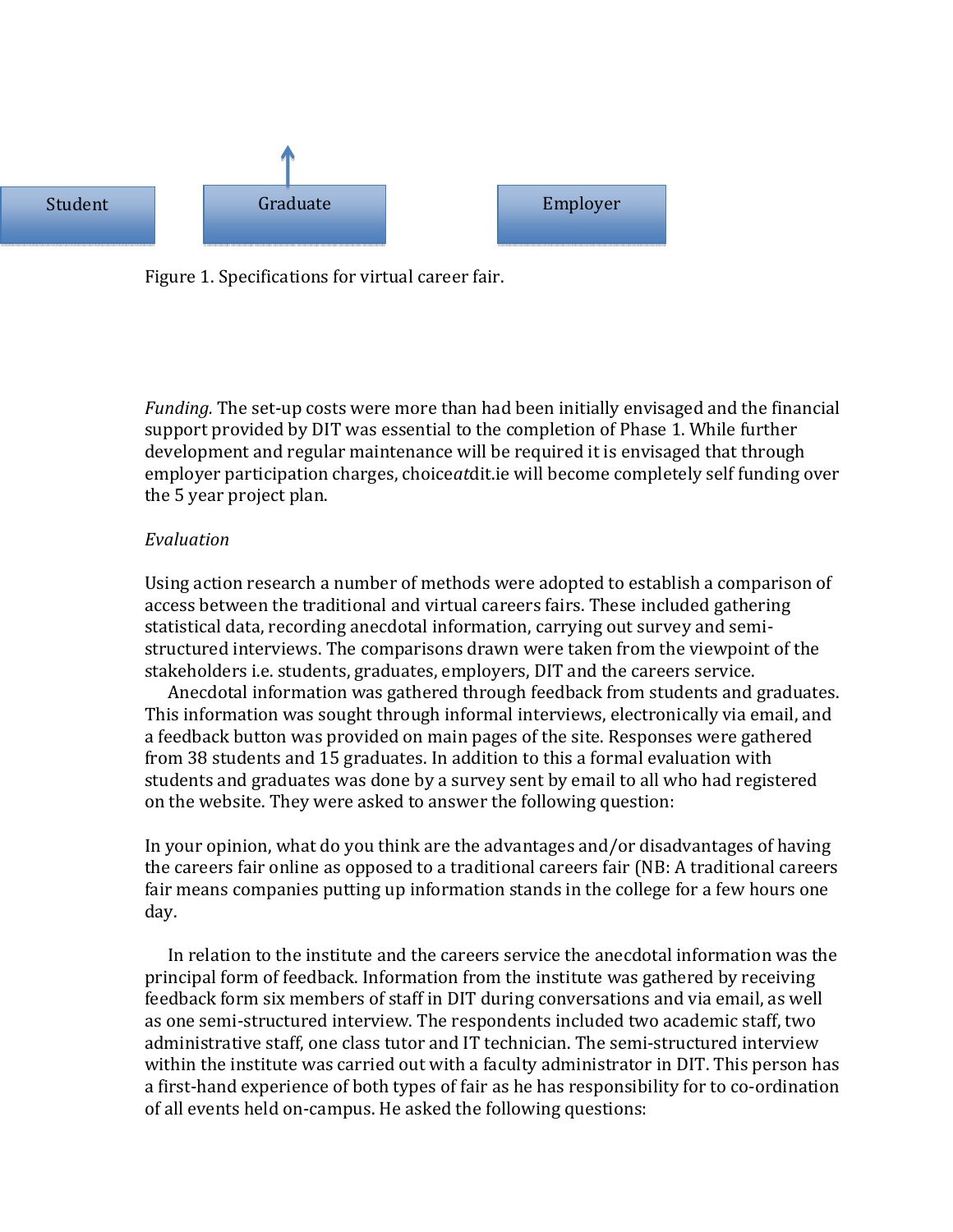Student

Graduate

Employer

Figure 1. Specifications for virtual career fair.

*Funding.* The set-up costs were more than had been initially envisaged and the financial support provided by DIT was essential to the completion of Phase 1. While further development and regular maintenance will be required it is envisaged that through employer participation charges, choice*at*dit.ie will become completely self funding over the 5 year project plan.

*Evaluation*

Using action research a number of methods were adopted to establish a comparison of access between the traditional and virtual careers fairs. These included gathering statistical data, recording anecdotal information, carrying out survey and semi-structured interviews. The comparisons drawn were taken from the viewpoint of the stakeholders i.e. students, graduates, employers, DIT and the careers service.

Anecdotal information was gathered through feedback from students and graduates. This information was sought through informal interviews, electronically via email, and a feedback button was provided on main pages of the site. Responses were gathered from 38 students and 15 graduates. In addition to this a formal evaluation with students and graduates was done by a survey sent by email to all who had registered on the website. They were asked to answer the following question:

In your opinion, what do you think are the advantages and/or disadvantages of having the careers fair online as opposed to a traditional careers fair (NB: A traditional careers fair means companies putting up information stands in the college for a few hours one day.

In relation to the institute and the careers service the anecdotal information was the principal form of feedback. Information from the institute was gathered by receiving feedback form six members of staff in DIT during conversations and via email, as well as one semi-structured interview. The respondents included two academic staff, two administrative staff, one class tutor and IT technician. The semi-structured interview within the institute was carried out with a faculty administrator in DIT. This person has a first-hand experience of both types of fair as he has responsibility for to co-ordination of all events held on-campus. He asked the following questions: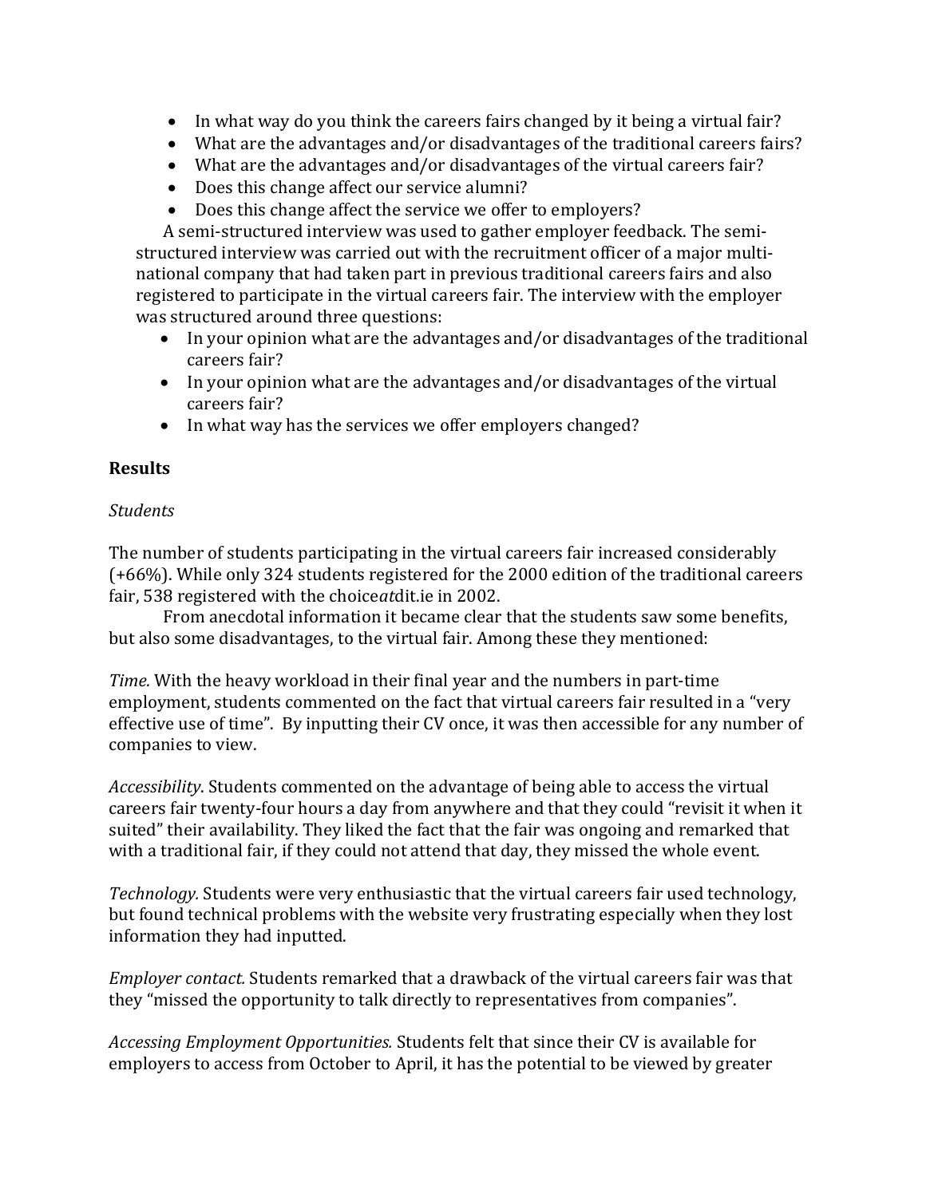- In what way do you think the careers fairs changed by it being a virtual fair?
- What are the advantages and/or disadvantages of the traditional careers fairs?
- What are the advantages and/or disadvantages of the virtual careers fair?
- Does this change affect our service alumni?
- Does this change affect the service we offer to employers?

A semi-structured interview was used to gather employer feedback. The semi-structured interview was carried out with the recruitment officer of a major multi-national company that had taken part in previous traditional careers fairs and also registered to participate in the virtual careers fair. The interview with the employer was structured around three questions:

- In your opinion what are the advantages and/or disadvantages of the traditional careers fair?
- In your opinion what are the advantages and/or disadvantages of the virtual careers fair?
- In what way has the services we offer employers changed?

**Results**

*Students*

The number of students participating in the virtual careers fair increased considerably (+66%). While only 324 students registered for the 2000 edition of the traditional careers fair, 538 registered with the choice*at*dit.ie in 2002.

From anecdotal information it became clear that the students saw some benefits, but also some disadvantages, to the virtual fair. Among these they mentioned:

*Time.* With the heavy workload in their final year and the numbers in part-time employment, students commented on the fact that virtual careers fair resulted in a "very effective use of time". By inputting their CV once, it was then accessible for any number of companies to view.

*Accessibility.* Students commented on the advantage of being able to access the virtual careers fair twenty-four hours a day from anywhere and that they could "revisit it when it suited" their availability. They liked the fact that the fair was ongoing and remarked that with a traditional fair, if they could not attend that day, they missed the whole event.

*Technology.* Students were very enthusiastic that the virtual careers fair used technology, but found technical problems with the website very frustrating especially when they lost information they had inputted.

*Employer contact.* Students remarked that a drawback of the virtual careers fair was that they "missed the opportunity to talk directly to representatives from companies".

*Accessing Employment Opportunities.* Students felt that since their CV is available for employers to access from October to April, it has the potential to be viewed by greater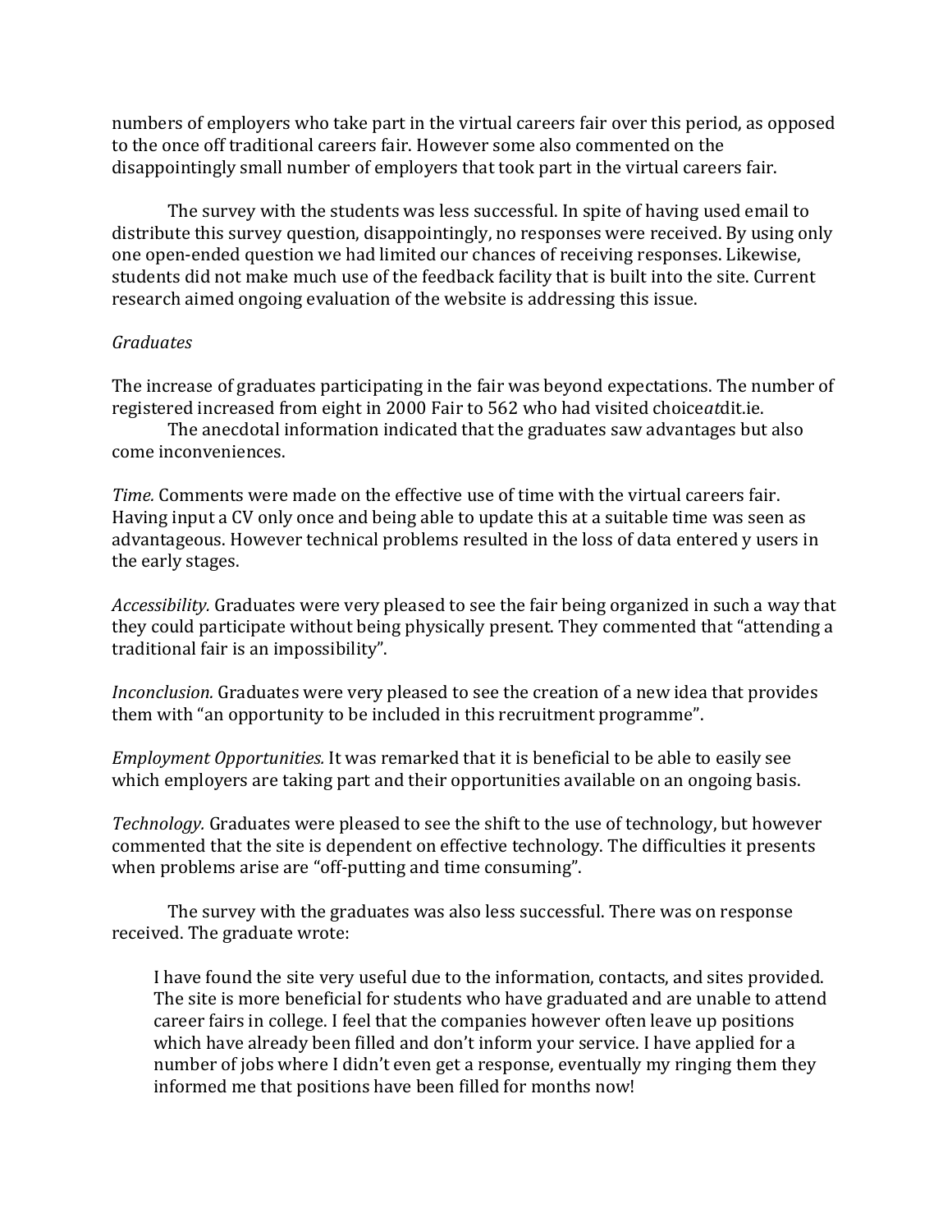numbers of employers who take part in the virtual careers fair over this period, as opposed to the once off traditional careers fair. However some also commented on the disappointingly small number of employers that took part in the virtual careers fair.

The survey with the students was less successful. In spite of having used email to distribute this survey question, disappointingly, no responses were received. By using only one open-ended question we had limited our chances of receiving responses. Likewise, students did not make much use of the feedback facility that is built into the site. Current research aimed ongoing evaluation of the website is addressing this issue.

*Graduates*

The increase of graduates participating in the fair was beyond expectations. The number of registered increased from eight in 2000 Fair to 562 who had visited choice*at*dit.ie.

The anecdotal information indicated that the graduates saw advantages but also come inconveniences.

*Time.* Comments were made on the effective use of time with the virtual careers fair. Having input a CV only once and being able to update this at a suitable time was seen as advantageous. However technical problems resulted in the loss of data entered y users in the early stages.

*Accessibility.* Graduates were very pleased to see the fair being organized in such a way that they could participate without being physically present. They commented that "attending a traditional fair is an impossibility".

*Inconclusion.* Graduates were very pleased to see the creation of a new idea that provides them with "an opportunity to be included in this recruitment programme".

*Employment Opportunities.* It was remarked that it is beneficial to be able to easily see which employers are taking part and their opportunities available on an ongoing basis.

*Technology.* Graduates were pleased to see the shift to the use of technology, but however commented that the site is dependent on effective technology. The difficulties it presents when problems arise are "off-putting and time consuming".

The survey with the graduates was also less successful. There was on response received. The graduate wrote:

> I have found the site very useful due to the information, contacts, and sites provided. The site is more beneficial for students who have graduated and are unable to attend career fairs in college. I feel that the companies however often leave up positions which have already been filled and don't inform your service. I have applied for a number of jobs where I didn't even get a response, eventually my ringing them they informed me that positions have been filled for months now!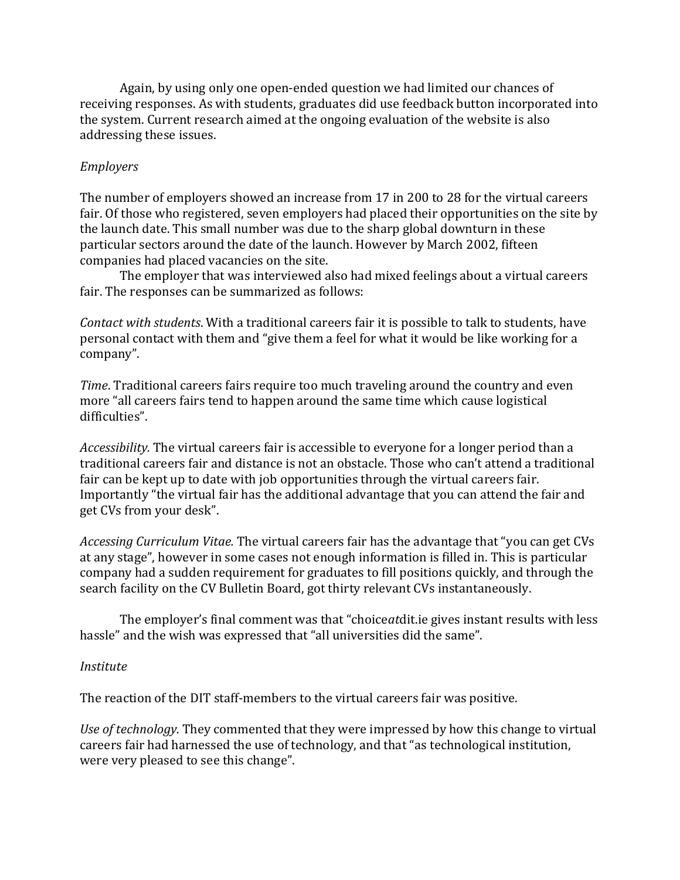Again, by using only one open-ended question we had limited our chances of receiving responses. As with students, graduates did use feedback button incorporated into the system. Current research aimed at the ongoing evaluation of the website is also addressing these issues.

*Employers*

The number of employers showed an increase from 17 in 200 to 28 for the virtual careers fair. Of those who registered, seven employers had placed their opportunities on the site by the launch date. This small number was due to the sharp global downturn in these particular sectors around the date of the launch. However by March 2002, fifteen companies had placed vacancies on the site.

The employer that was interviewed also had mixed feelings about a virtual careers fair. The responses can be summarized as follows:

*Contact with students*. With a traditional careers fair it is possible to talk to students, have personal contact with them and "give them a feel for what it would be like working for a company".

*Time*. Traditional careers fairs require too much traveling around the country and even more "all careers fairs tend to happen around the same time which cause logistical difficulties".

*Accessibility.* The virtual careers fair is accessible to everyone for a longer period than a traditional careers fair and distance is not an obstacle. Those who can't attend a traditional fair can be kept up to date with job opportunities through the virtual careers fair. Importantly "the virtual fair has the additional advantage that you can attend the fair and get CVs from your desk".

*Accessing Curriculum Vitae.* The virtual careers fair has the advantage that "you can get CVs at any stage", however in some cases not enough information is filled in. This is particular company had a sudden requirement for graduates to fill positions quickly, and through the search facility on the CV Bulletin Board, got thirty relevant CVs instantaneously.

The employer's final comment was that "choice*at*dit.ie gives instant results with less hassle" and the wish was expressed that "all universities did the same".

*Institute*

The reaction of the DIT staff-members to the virtual careers fair was positive.

*Use of technology.* They commented that they were impressed by how this change to virtual careers fair had harnessed the use of technology, and that "as technological institution, were very pleased to see this change".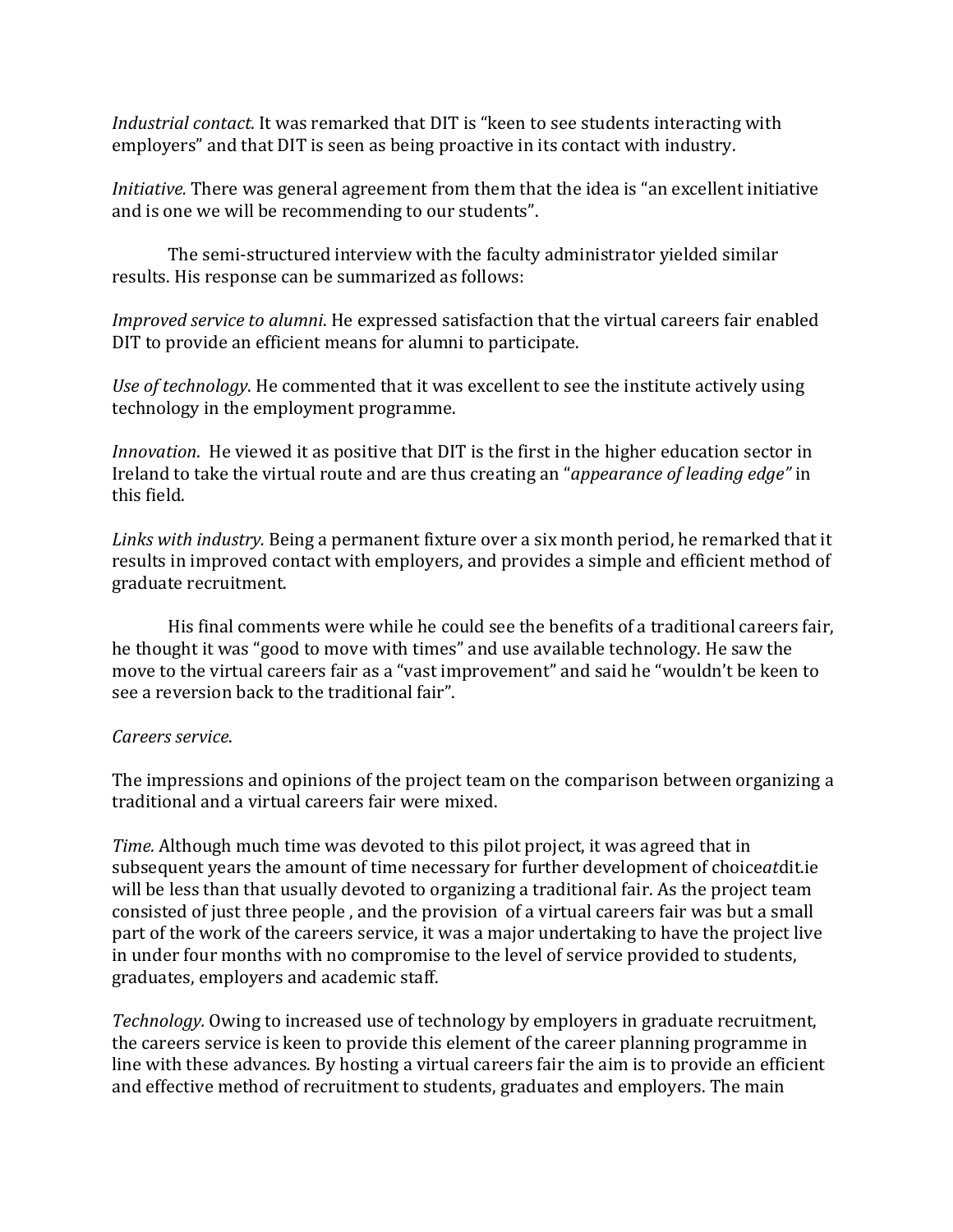*Industrial contact.* It was remarked that DIT is "keen to see students interacting with employers" and that DIT is seen as being proactive in its contact with industry.

*Initiative.* There was general agreement from them that the idea is "an excellent initiative and is one we will be recommending to our students".

The semi-structured interview with the faculty administrator yielded similar results. His response can be summarized as follows:

*Improved service to alumni*. He expressed satisfaction that the virtual careers fair enabled DIT to provide an efficient means for alumni to participate.

*Use of technology*. He commented that it was excellent to see the institute actively using technology in the employment programme.

*Innovation*. He viewed it as positive that DIT is the first in the higher education sector in Ireland to take the virtual route and are thus creating an "*appearance of leading edge"* in this field.

*Links with industry.* Being a permanent fixture over a six month period, he remarked that it results in improved contact with employers, and provides a simple and efficient method of graduate recruitment.

His final comments were while he could see the benefits of a traditional careers fair, he thought it was "good to move with times" and use available technology. He saw the move to the virtual careers fair as a "vast improvement" and said he "wouldn't be keen to see a reversion back to the traditional fair".

*Careers service*.

The impressions and opinions of the project team on the comparison between organizing a traditional and a virtual careers fair were mixed.

*Time.* Although much time was devoted to this pilot project, it was agreed that in subsequent years the amount of time necessary for further development of choice*at*dit.ie will be less than that usually devoted to organizing a traditional fair. As the project team consisted of just three people , and the provision of a virtual careers fair was but a small part of the work of the careers service, it was a major undertaking to have the project live in under four months with no compromise to the level of service provided to students, graduates, employers and academic staff.

*Technology.* Owing to increased use of technology by employers in graduate recruitment, the careers service is keen to provide this element of the career planning programme in line with these advances. By hosting a virtual careers fair the aim is to provide an efficient and effective method of recruitment to students, graduates and employers. The main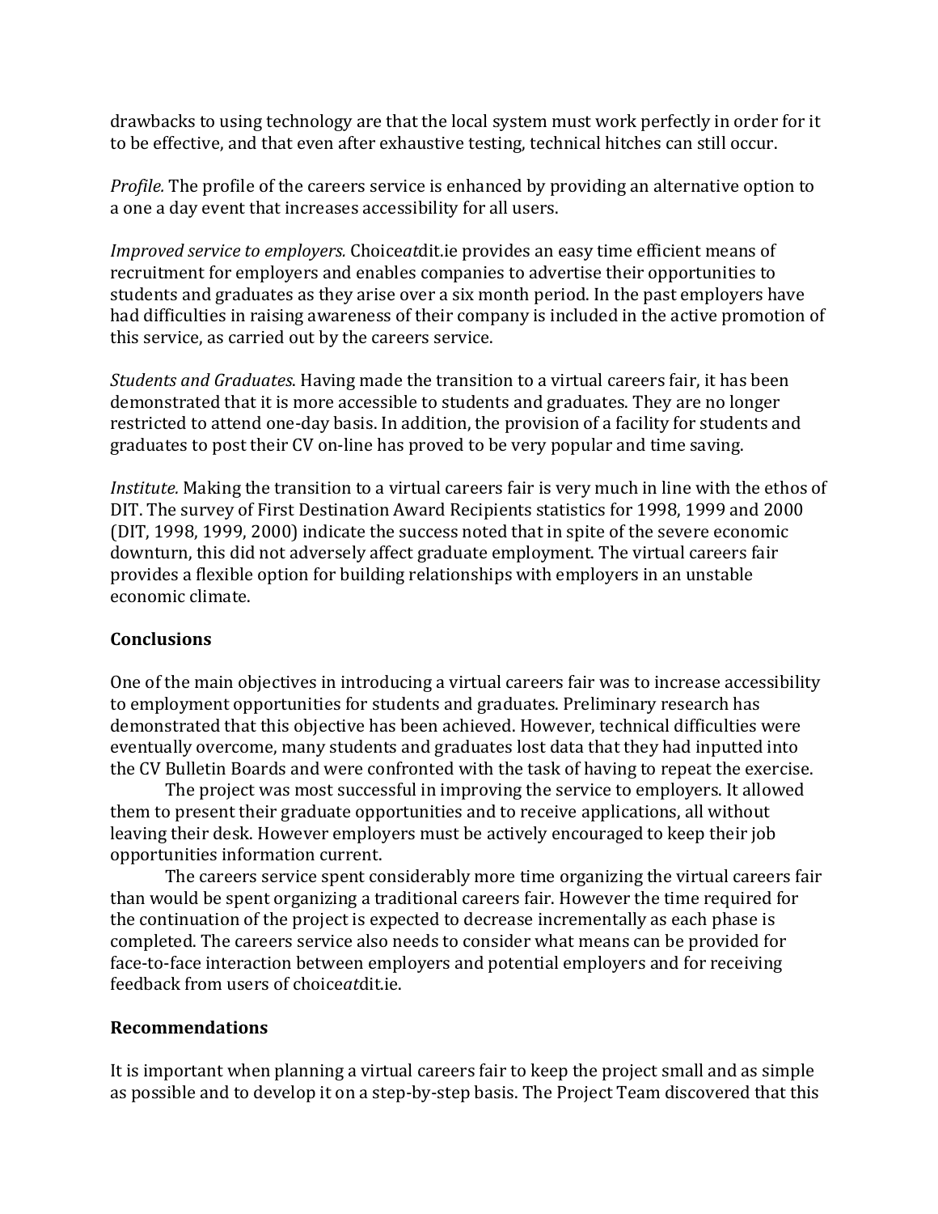drawbacks to using technology are that the local system must work perfectly in order for it to be effective, and that even after exhaustive testing, technical hitches can still occur.

*Profile.* The profile of the careers service is enhanced by providing an alternative option to a one a day event that increases accessibility for all users.

*Improved service to employers.* Choice*at*dit.ie provides an easy time efficient means of recruitment for employers and enables companies to advertise their opportunities to students and graduates as they arise over a six month period. In the past employers have had difficulties in raising awareness of their company is included in the active promotion of this service, as carried out by the careers service.

*Students and Graduates.* Having made the transition to a virtual careers fair, it has been demonstrated that it is more accessible to students and graduates. They are no longer restricted to attend one-day basis. In addition, the provision of a facility for students and graduates to post their CV on-line has proved to be very popular and time saving.

*Institute.* Making the transition to a virtual careers fair is very much in line with the ethos of DIT. The survey of First Destination Award Recipients statistics for 1998, 1999 and 2000 (DIT, 1998, 1999, 2000) indicate the success noted that in spite of the severe economic downturn, this did not adversely affect graduate employment. The virtual careers fair provides a flexible option for building relationships with employers in an unstable economic climate.

## Conclusions

One of the main objectives in introducing a virtual careers fair was to increase accessibility to employment opportunities for students and graduates. Preliminary research has demonstrated that this objective has been achieved. However, technical difficulties were eventually overcome, many students and graduates lost data that they had inputted into the CV Bulletin Boards and were confronted with the task of having to repeat the exercise.

The project was most successful in improving the service to employers. It allowed them to present their graduate opportunities and to receive applications, all without leaving their desk. However employers must be actively encouraged to keep their job opportunities information current.

The careers service spent considerably more time organizing the virtual careers fair than would be spent organizing a traditional careers fair. However the time required for the continuation of the project is expected to decrease incrementally as each phase is completed. The careers service also needs to consider what means can be provided for face-to-face interaction between employers and potential employers and for receiving feedback from users of choice*at*dit.ie.

## Recommendations

It is important when planning a virtual careers fair to keep the project small and as simple as possible and to develop it on a step-by-step basis. The Project Team discovered that this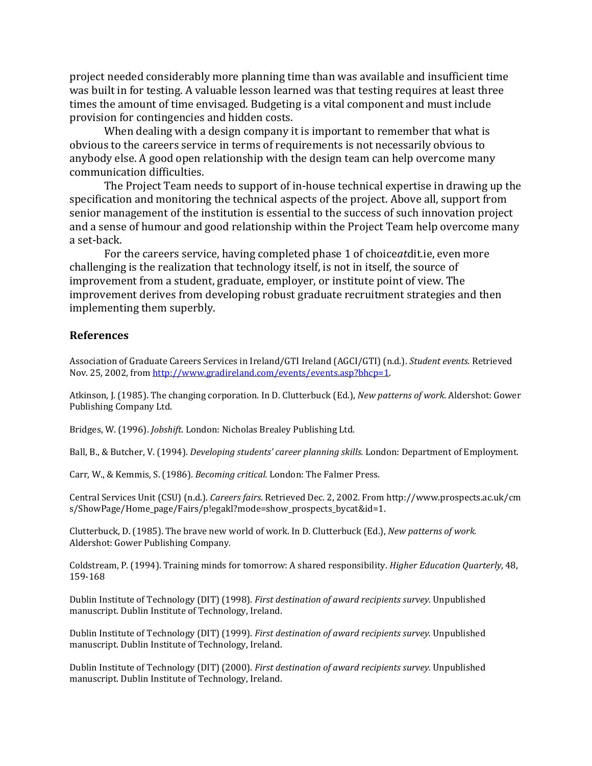project needed considerably more planning time than was available and insufficient time was built in for testing. A valuable lesson learned was that testing requires at least three times the amount of time envisaged. Budgeting is a vital component and must include provision for contingencies and hidden costs.

When dealing with a design company it is important to remember that what is obvious to the careers service in terms of requirements is not necessarily obvious to anybody else. A good open relationship with the design team can help overcome many communication difficulties.

The Project Team needs to support of in-house technical expertise in drawing up the specification and monitoring the technical aspects of the project. Above all, support from senior management of the institution is essential to the success of such innovation project and a sense of humour and good relationship within the Project Team help overcome many a set-back.

For the careers service, having completed phase 1 of choice*at*dit.ie, even more challenging is the realization that technology itself, is not in itself, the source of improvement from a student, graduate, employer, or institute point of view. The improvement derives from developing robust graduate recruitment strategies and then implementing them superbly.

## References

Association of Graduate Careers Services in Ireland/GTI Ireland (AGCI/GTI) (n.d.). *Student events.* Retrieved Nov. 25, 2002, from http://www.gradireland.com/events/events.asp?bhcp=1.

Atkinson, J. (1985). The changing corporation. In D. Clutterbuck (Ed.), *New patterns of work*. Aldershot: Gower Publishing Company Ltd.

Bridges, W. (1996). *Jobshift*. London: Nicholas Brealey Publishing Ltd.

Ball, B., & Butcher, V. (1994). *Developing students' career planning skills.* London: Department of Employment.

Carr, W., & Kemmis, S. (1986). *Becoming critical.* London: The Falmer Press.

Central Services Unit (CSU) (n.d.). *Careers fairs*. Retrieved Dec. 2, 2002. From http://www.prospects.ac.uk/cms/ShowPage/Home_page/Fairs/p!egakl?mode=show_prospects_bycat&id=1.

Clutterbuck, D. (1985). The brave new world of work. In D. Clutterbuck (Ed.), *New patterns of work.* Aldershot: Gower Publishing Company.

Coldstream, P. (1994). Training minds for tomorrow: A shared responsibility. *Higher Education Quarterly*, 48, 159-168

Dublin Institute of Technology (DIT) (1998). *First destination of award recipients survey.* Unpublished manuscript. Dublin Institute of Technology, Ireland.

Dublin Institute of Technology (DIT) (1999). *First destination of award recipients survey.* Unpublished manuscript. Dublin Institute of Technology, Ireland.

Dublin Institute of Technology (DIT) (2000). *First destination of award recipients survey.* Unpublished manuscript. Dublin Institute of Technology, Ireland.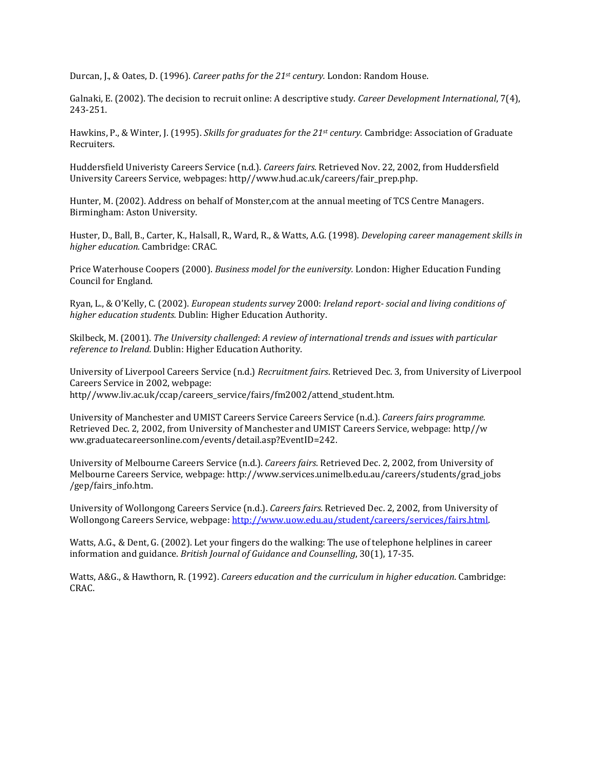Durcan, J., & Oates, D. (1996). *Career paths for the 21st century.* London: Random House.

Galnaki, E. (2002). The decision to recruit online: A descriptive study. *Career Development International*, 7(4), 243-251.

Hawkins, P., & Winter, J. (1995). *Skills for graduates for the 21st century.* Cambridge: Association of Graduate Recruiters.

Huddersfield Univeristy Careers Service (n.d.). *Careers fairs.* Retrieved Nov. 22, 2002, from Huddersfield University Careers Service, webpages: http//www.hud.ac.uk/careers/fair_prep.php.

Hunter, M. (2002). Address on behalf of Monster,com at the annual meeting of TCS Centre Managers. Birmingham: Aston University.

Huster, D., Ball, B., Carter, K., Halsall, R., Ward, R., & Watts, A.G. (1998). *Developing career management skills in higher education.* Cambridge: CRAC.

Price Waterhouse Coopers (2000). *Business model for the euniversity.* London: Higher Education Funding Council for England.

Ryan, L., & O'Kelly, C. (2002). *European students survey* 2000: *Ireland report- social and living conditions of higher education students.* Dublin: Higher Education Authority.

Skilbeck, M. (2001). *The University challenged*: *A review of international trends and issues with particular reference to Ireland.* Dublin: Higher Education Authority.

University of Liverpool Careers Service (n.d.) *Recruitment fairs*. Retrieved Dec. 3, from University of Liverpool Careers Service in 2002, webpage: http//www.liv.ac.uk/ccap/careers_service/fairs/fm2002/attend_student.htm.

University of Manchester and UMIST Careers Service Careers Service (n.d.). *Careers fairs programme.* Retrieved Dec. 2, 2002, from University of Manchester and UMIST Careers Service, webpage: http//w ww.graduatecareersonline.com/events/detail.asp?EventID=242.

University of Melbourne Careers Service (n.d.). *Careers fairs*. Retrieved Dec. 2, 2002, from University of Melbourne Careers Service, webpage: http://www.services.unimelb.edu.au/careers/students/grad_jobs /gep/fairs_info.htm.

University of Wollongong Careers Service (n.d.). *Careers fairs.* Retrieved Dec. 2, 2002, from University of Wollongong Careers Service, webpage: http://www.uow.edu.au/student/careers/services/fairs.html.

Watts, A.G., & Dent, G. (2002). Let your fingers do the walking: The use of telephone helplines in career information and guidance. *British Journal of Guidance and Counselling*, 30(1), 17-35.

Watts, A&G., & Hawthorn, R. (1992). *Careers education and the curriculum in higher education*. Cambridge: CRAC.